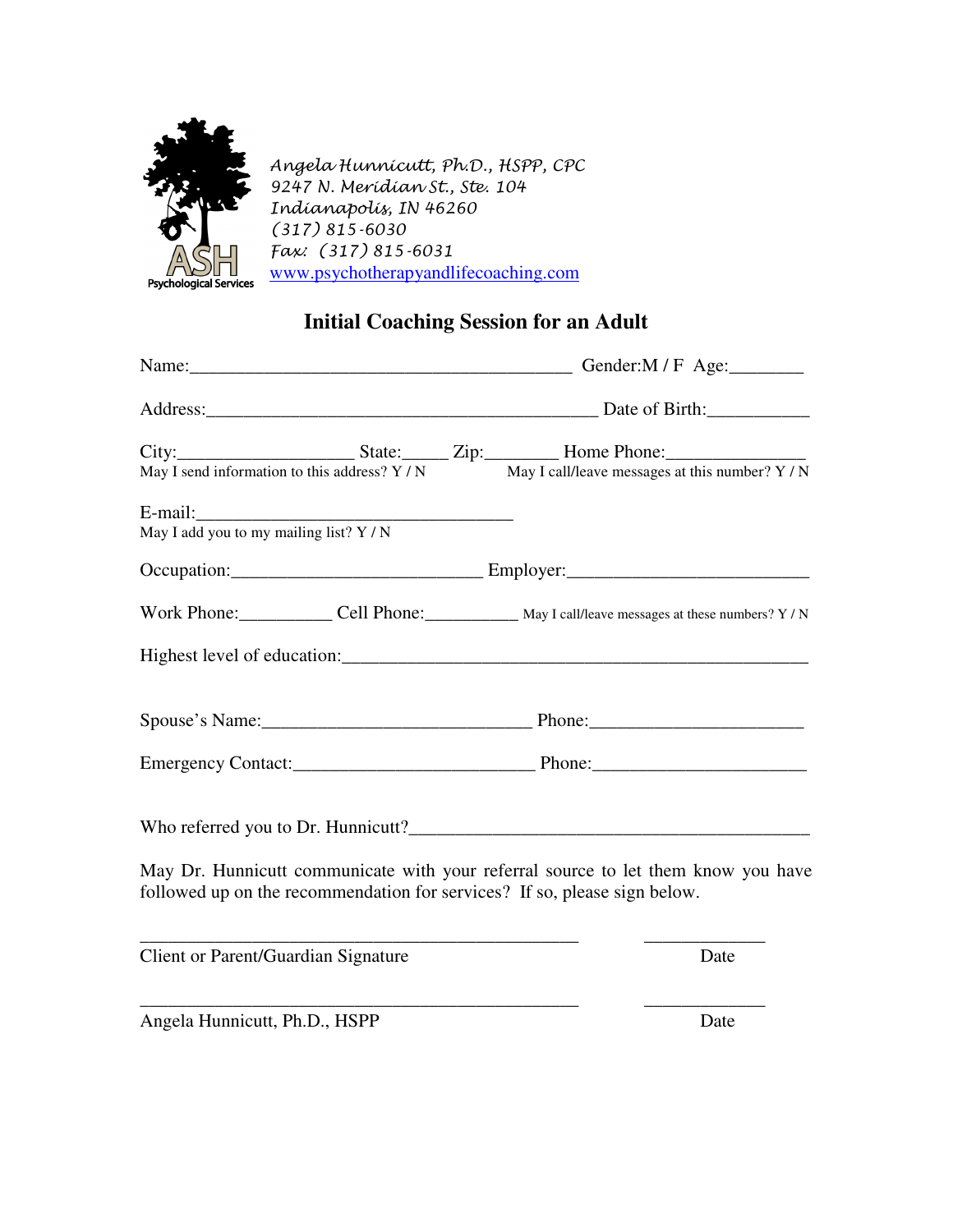ASH Psychological Services

Angela Hunnicutt, Ph.D., HSPP, CPC
9247 N. Meridian St., Ste. 104
Indianapolis, IN 46260
(317) 815-6030
Fax: (317) 815-6031
www.psychotherapyandlifecoaching.com

## Initial Coaching Session for an Adult

Name:_________________________________________ Gender:M / F Age:________

Address:___________________________________________ Date of Birth:___________

City:__________________ State:_____ Zip:________ Home Phone:_______________
May I send information to this address? Y / N May I call/leave messages at this number? Y / N

E-mail:___________________________________
May I add you to my mailing list? Y / N

Occupation:___________________________ Employer:__________________________

Work Phone:__________ Cell Phone:__________ May I call/leave messages at these numbers? Y / N

Highest level of education:___________________________________________________

Spouse's Name:_____________________________ Phone:______________________

Emergency Contact:__________________________ Phone:______________________

Who referred you to Dr. Hunnicutt?___________________________________________

May Dr. Hunnicutt communicate with your referral source to let them know you have followed up on the recommendation for services? If so, please sign below.

_______________________________________________ _____________
Client or Parent/Guardian Signature Date

_______________________________________________ _____________
Angela Hunnicutt, Ph.D., HSPP Date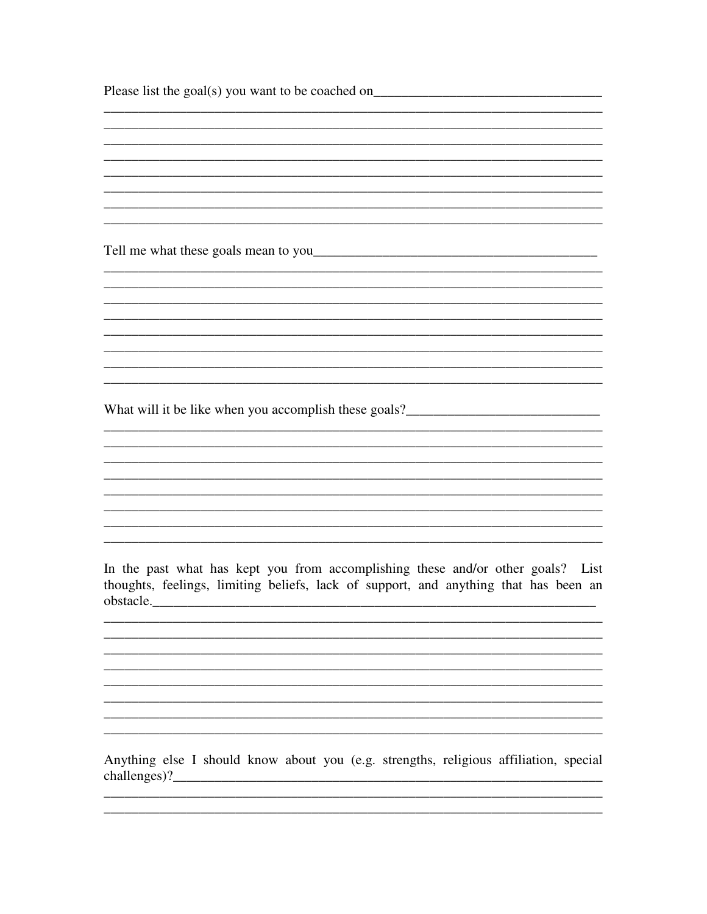Please list the goal(s) you want to be coached on________________________________
__________________________________________________________________________
__________________________________________________________________________
__________________________________________________________________________
__________________________________________________________________________
__________________________________________________________________________
__________________________________________________________________________
__________________________________________________________________________
__________________________________________________________________________

Tell me what these goals mean to you__________________________________________
__________________________________________________________________________
__________________________________________________________________________
__________________________________________________________________________
__________________________________________________________________________
__________________________________________________________________________
__________________________________________________________________________
__________________________________________________________________________
__________________________________________________________________________

What will it be like when you accomplish these goals?____________________________
__________________________________________________________________________
__________________________________________________________________________
__________________________________________________________________________
__________________________________________________________________________
__________________________________________________________________________
__________________________________________________________________________
__________________________________________________________________________
__________________________________________________________________________

In the past what has kept you from accomplishing these and/or other goals? List thoughts, feelings, limiting beliefs, lack of support, and anything that has been an obstacle.________________________________________________________________
__________________________________________________________________________
__________________________________________________________________________
__________________________________________________________________________
__________________________________________________________________________
__________________________________________________________________________
__________________________________________________________________________
__________________________________________________________________________
__________________________________________________________________________

Anything else I should know about you (e.g. strengths, religious affiliation, special challenges)?______________________________________________________________
__________________________________________________________________________
__________________________________________________________________________